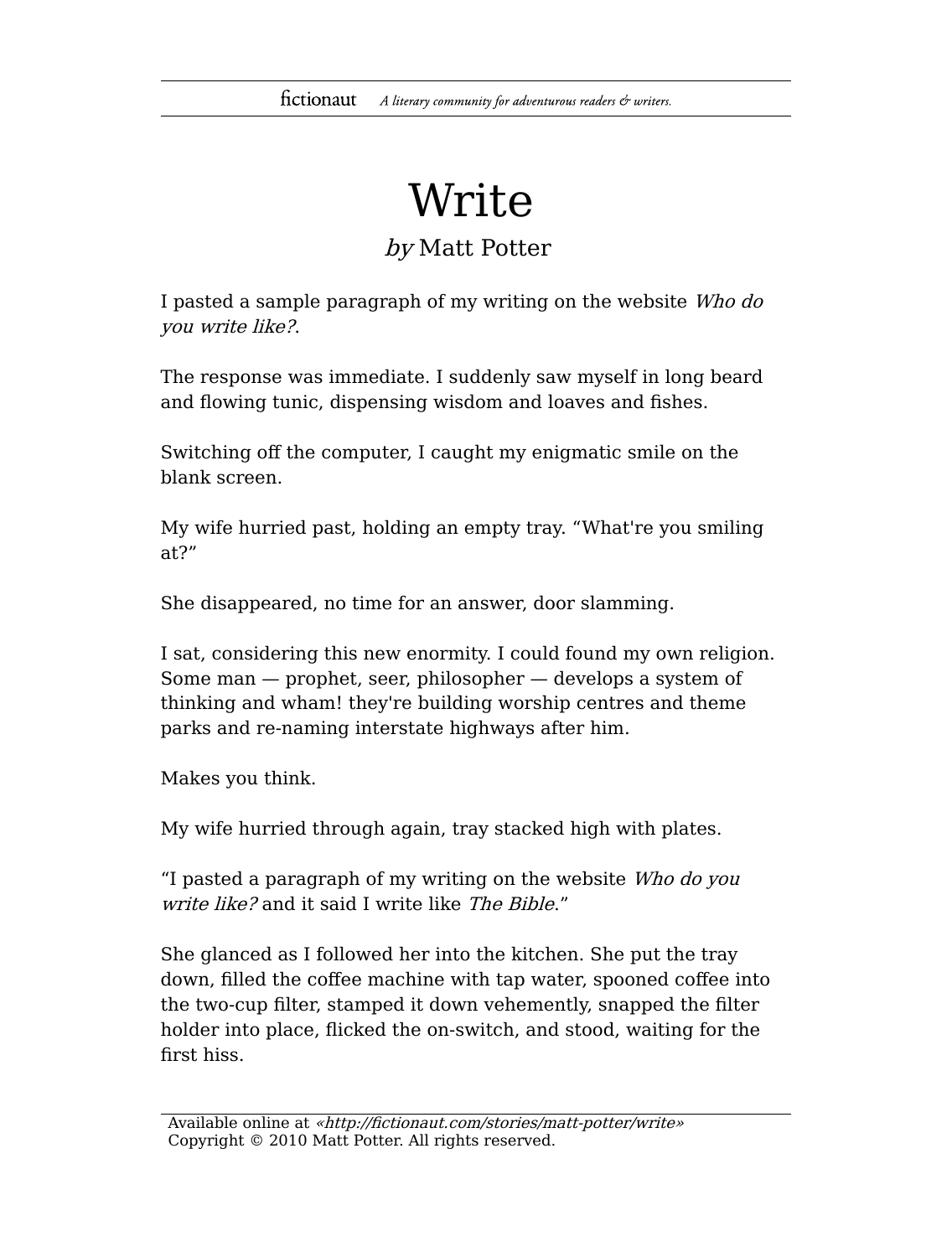# Write

*by* Matt Potter

I pasted a sample paragraph of my writing on the website *Who do you write like?*.

The response was immediate. I suddenly saw myself in long beard and flowing tunic, dispensing wisdom and loaves and fishes.

Switching off the computer, I caught my enigmatic smile on the blank screen.

My wife hurried past, holding an empty tray. “What're you smiling at?”

She disappeared, no time for an answer, door slamming.

I sat, considering this new enormity. I could found my own religion. Some man — prophet, seer, philosopher — develops a system of thinking and wham! they're building worship centres and theme parks and re-naming interstate highways after him.

Makes you think.

My wife hurried through again, tray stacked high with plates.

“I pasted a paragraph of my writing on the website *Who do you write like?* and it said I write like *The Bible*.”

She glanced as I followed her into the kitchen. She put the tray down, filled the coffee machine with tap water, spooned coffee into the two-cup filter, stamped it down vehemently, snapped the filter holder into place, flicked the on-switch, and stood, waiting for the first hiss.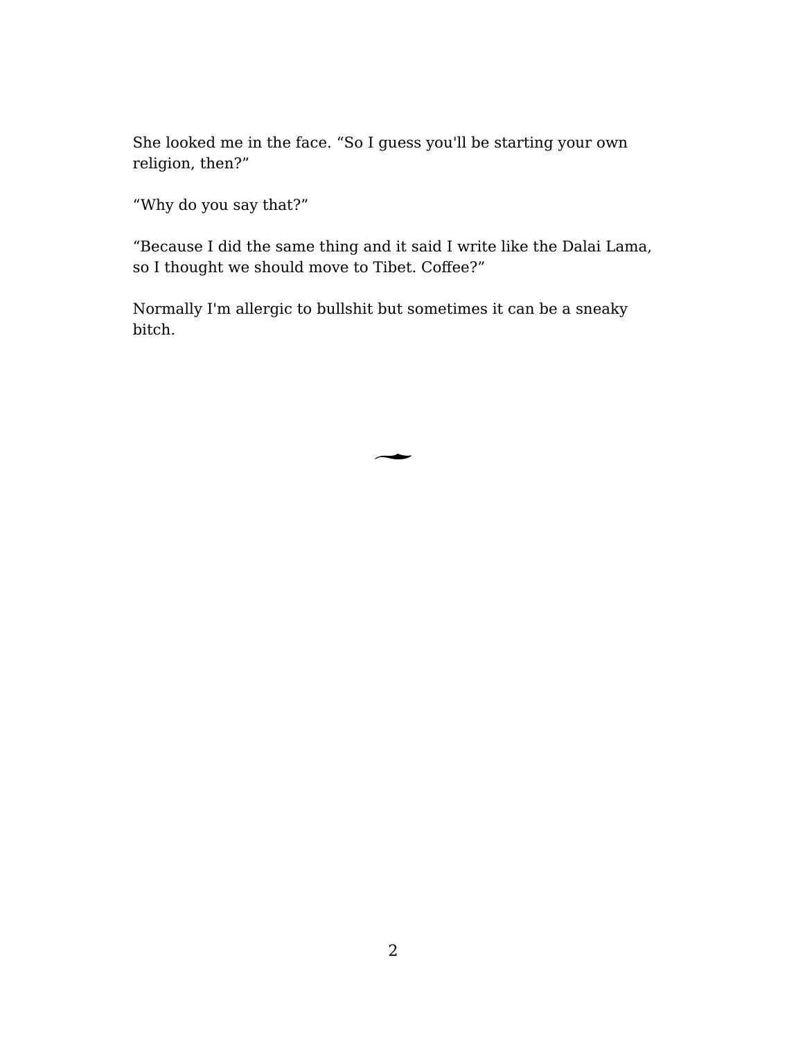She looked me in the face. “So I guess you'll be starting your own religion, then?”

“Why do you say that?”

“Because I did the same thing and it said I write like the Dalai Lama, so I thought we should move to Tibet. Coffee?”

Normally I'm allergic to bullshit but sometimes it can be a sneaky bitch.